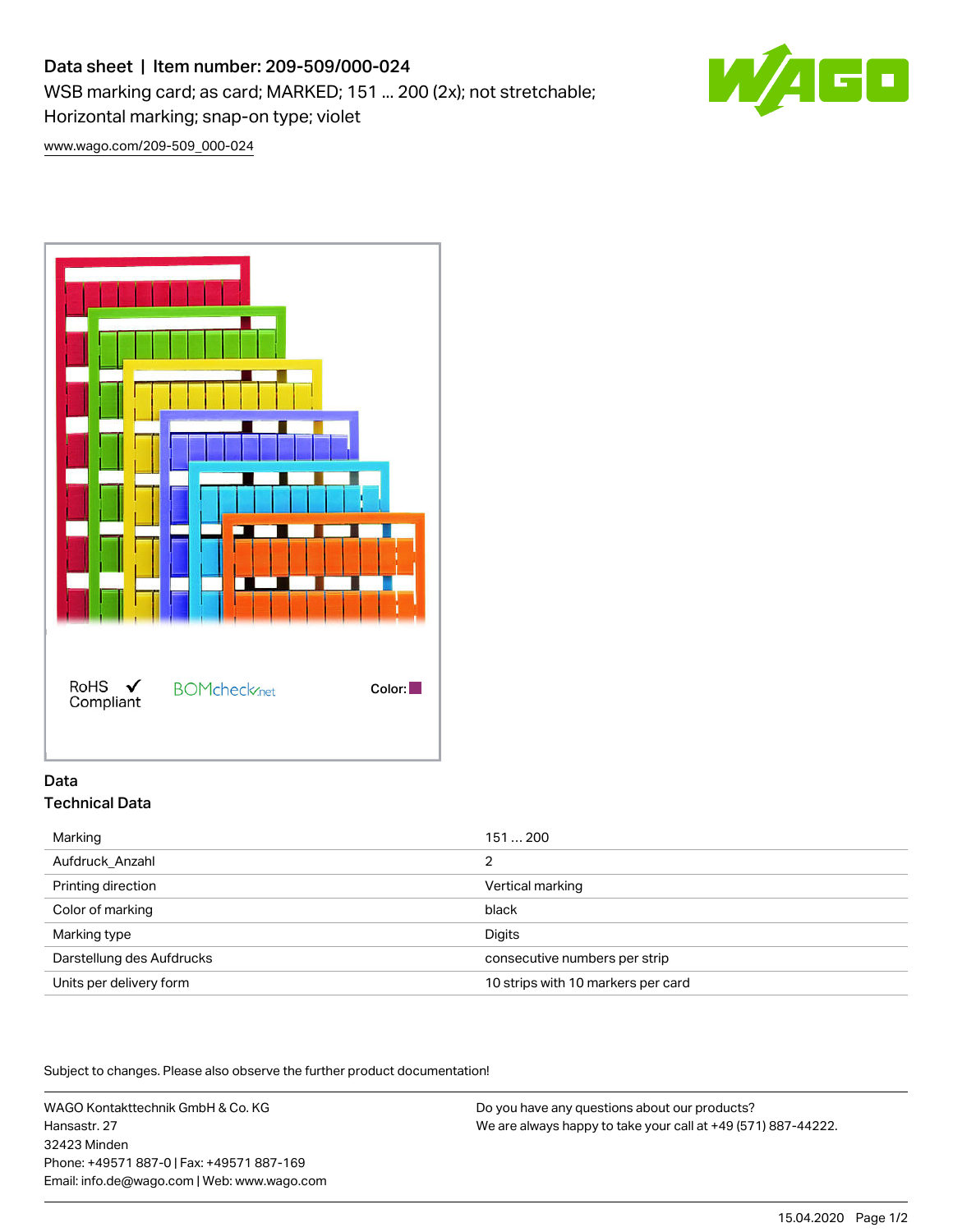# Data sheet | Item number: 209-509/000-024

WSB marking card; as card; MARKED; 151 ... 200 (2x); not stretchable; Horizontal marking; snap-on type; violet

www.wago.com/209-509_000-024

RoHS ✓ Compliant

BOMcheck.net

Color:

## Data

### Technical Data

| | |
|---|---|
| Marking | 151 … 200 |
| Aufdruck_Anzahl | 2 |
| Printing direction | Vertical marking |
| Color of marking | black |
| Marking type | Digits |
| Darstellung des Aufdrucks | consecutive numbers per strip |
| Units per delivery form | 10 strips with 10 markers per card |

Subject to changes. Please also observe the further product documentation!

WAGO Kontakttechnik GmbH & Co. KG
Hansastr. 27
32423 Minden
Phone: +49571 887-0 | Fax: +49571 887-169
Email: info.de@wago.com | Web: www.wago.com

Do you have any questions about our products?
We are always happy to take your call at +49 (571) 887-44222.

15.04.2020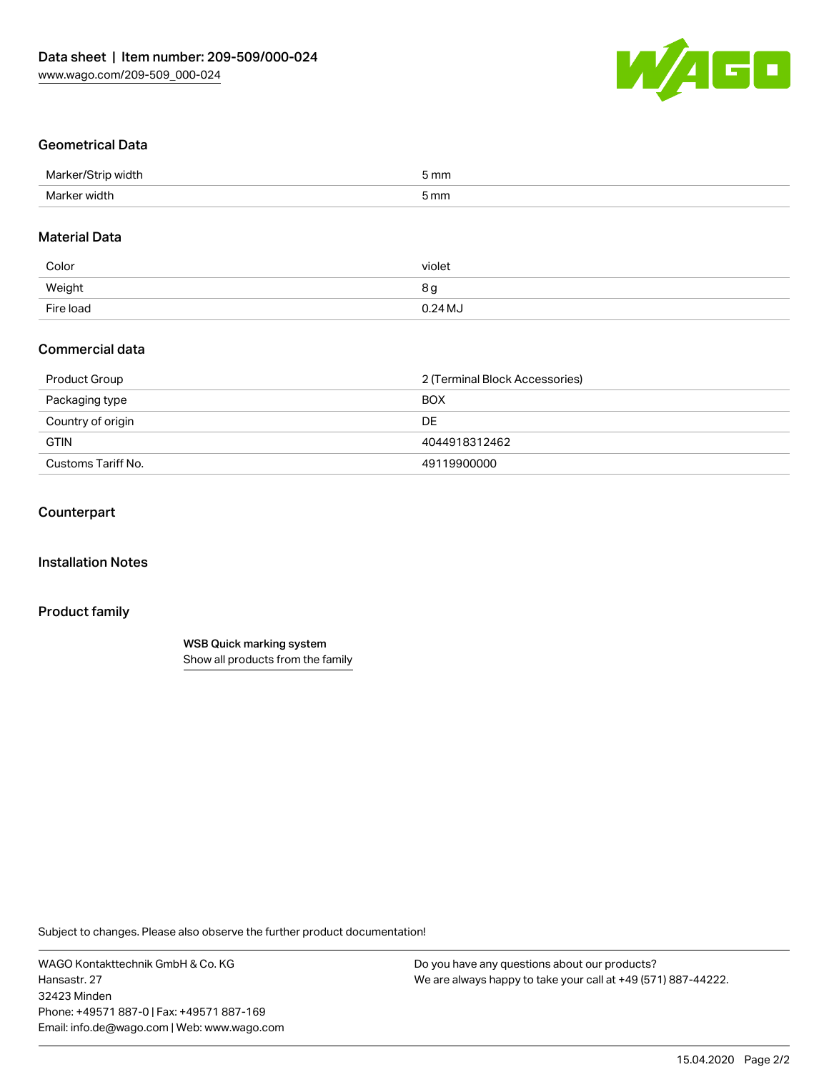Data sheet | Item number: 209-509/000-024
www.wago.com/209-509_000-024

## Geometrical Data

| | |
|---|---|
| Marker/Strip width | 5 mm |
| Marker width | 5 mm |

## Material Data

| | |
|---|---|
| Color | violet |
| Weight | 8 g |
| Fire load | 0.24 MJ |

## Commercial data

| | |
|---|---|
| Product Group | 2 (Terminal Block Accessories) |
| Packaging type | BOX |
| Country of origin | DE |
| GTIN | 4044918312462 |
| Customs Tariff No. | 49119900000 |

## Counterpart

## Installation Notes

## Product family

WSB Quick marking system
Show all products from the family

Subject to changes. Please also observe the further product documentation!

WAGO Kontakttechnik GmbH & Co. KG
Hansastr. 27
32423 Minden
Phone: +49571 887-0 | Fax: +49571 887-169
Email: info.de@wago.com | Web: www.wago.com

Do you have any questions about our products?
We are always happy to take your call at +49 (571) 887-44222.

15.04.2020